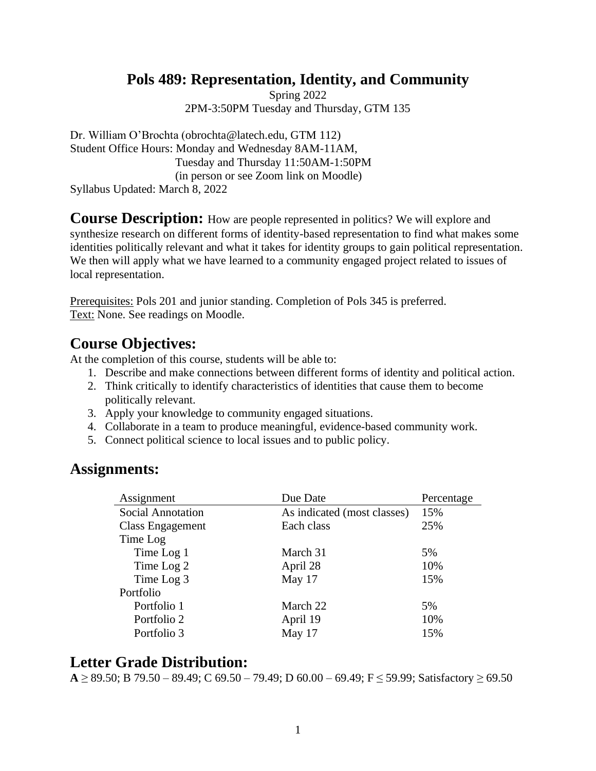# Pols 489: Representation, Identity, and Community

Spring 2022
2PM-3:50PM Tuesday and Thursday, GTM 135

Dr. William O'Brochta (obrochta@latech.edu, GTM 112)
Student Office Hours: Monday and Wednesday 8AM-11AM,
Tuesday and Thursday 11:50AM-1:50PM
(in person or see Zoom link on Moodle)
Syllabus Updated: March 8, 2022

## Course Description:

How are people represented in politics? We will explore and synthesize research on different forms of identity-based representation to find what makes some identities politically relevant and what it takes for identity groups to gain political representation. We then will apply what we have learned to a community engaged project related to issues of local representation.

Prerequisites: Pols 201 and junior standing. Completion of Pols 345 is preferred.
Text: None. See readings on Moodle.

## Course Objectives:

At the completion of this course, students will be able to:

1. Describe and make connections between different forms of identity and political action.
2. Think critically to identify characteristics of identities that cause them to become politically relevant.
3. Apply your knowledge to community engaged situations.
4. Collaborate in a team to produce meaningful, evidence-based community work.
5. Connect political science to local issues and to public policy.

## Assignments:

| Assignment | Due Date | Percentage |
|---|---|---|
| Social Annotation | As indicated (most classes) | 15% |
| Class Engagement | Each class | 25% |
| Time Log | | |
| Time Log 1 | March 31 | 5% |
| Time Log 2 | April 28 | 10% |
| Time Log 3 | May 17 | 15% |
| Portfolio | | |
| Portfolio 1 | March 22 | 5% |
| Portfolio 2 | April 19 | 10% |
| Portfolio 3 | May 17 | 15% |

## Letter Grade Distribution:

**A** ≥ 89.50; B 79.50 – 89.49; C 69.50 – 79.49; D 60.00 – 69.49; F ≤ 59.99; Satisfactory ≥ 69.50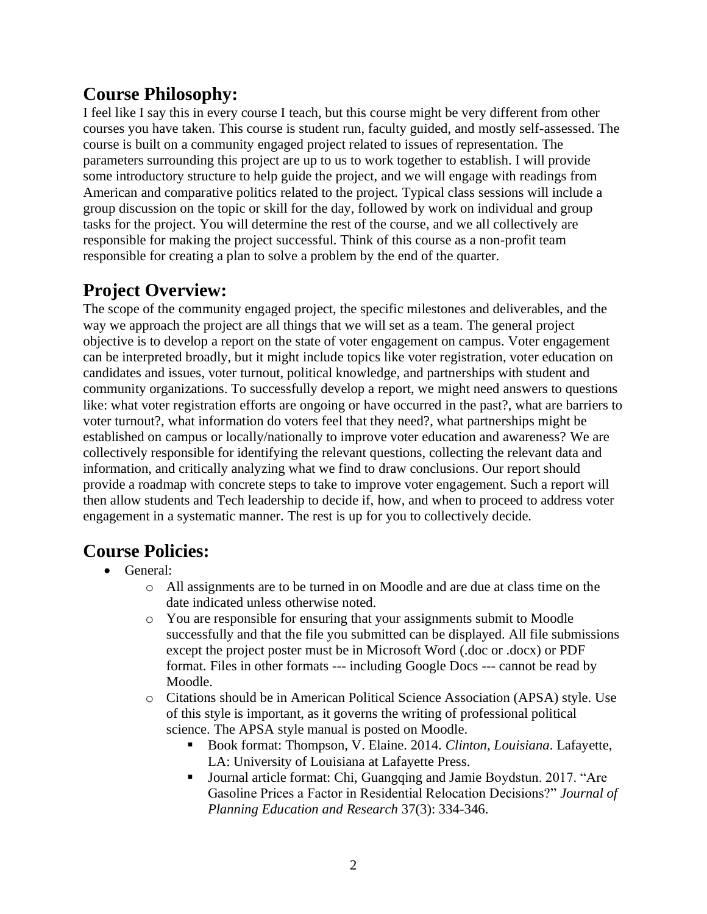## Course Philosophy:

I feel like I say this in every course I teach, but this course might be very different from other courses you have taken. This course is student run, faculty guided, and mostly self-assessed. The course is built on a community engaged project related to issues of representation. The parameters surrounding this project are up to us to work together to establish. I will provide some introductory structure to help guide the project, and we will engage with readings from American and comparative politics related to the project. Typical class sessions will include a group discussion on the topic or skill for the day, followed by work on individual and group tasks for the project. You will determine the rest of the course, and we all collectively are responsible for making the project successful. Think of this course as a non-profit team responsible for creating a plan to solve a problem by the end of the quarter.

## Project Overview:

The scope of the community engaged project, the specific milestones and deliverables, and the way we approach the project are all things that we will set as a team. The general project objective is to develop a report on the state of voter engagement on campus. Voter engagement can be interpreted broadly, but it might include topics like voter registration, voter education on candidates and issues, voter turnout, political knowledge, and partnerships with student and community organizations. To successfully develop a report, we might need answers to questions like: what voter registration efforts are ongoing or have occurred in the past?, what are barriers to voter turnout?, what information do voters feel that they need?, what partnerships might be established on campus or locally/nationally to improve voter education and awareness? We are collectively responsible for identifying the relevant questions, collecting the relevant data and information, and critically analyzing what we find to draw conclusions. Our report should provide a roadmap with concrete steps to take to improve voter engagement. Such a report will then allow students and Tech leadership to decide if, how, and when to proceed to address voter engagement in a systematic manner. The rest is up for you to collectively decide.

## Course Policies:

- General:
  - All assignments are to be turned in on Moodle and are due at class time on the date indicated unless otherwise noted.
  - You are responsible for ensuring that your assignments submit to Moodle successfully and that the file you submitted can be displayed. All file submissions except the project poster must be in Microsoft Word (.doc or .docx) or PDF format. Files in other formats --- including Google Docs --- cannot be read by Moodle.
  - Citations should be in American Political Science Association (APSA) style. Use of this style is important, as it governs the writing of professional political science. The APSA style manual is posted on Moodle.
    - Book format: Thompson, V. Elaine. 2014. *Clinton, Louisiana*. Lafayette, LA: University of Louisiana at Lafayette Press.
    - Journal article format: Chi, Guangqing and Jamie Boydstun. 2017. "Are Gasoline Prices a Factor in Residential Relocation Decisions?" *Journal of Planning Education and Research* 37(3): 334-346.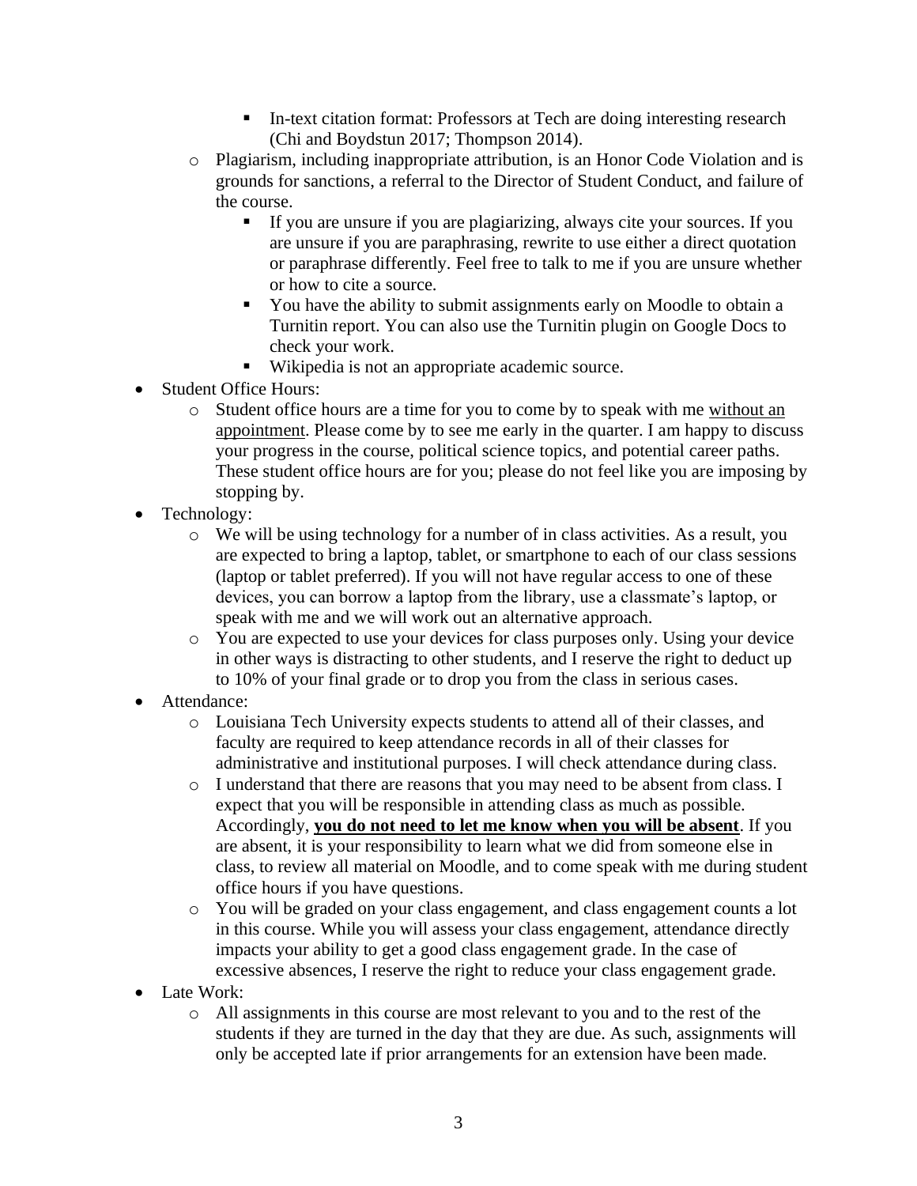- In-text citation format: Professors at Tech are doing interesting research (Chi and Boydstun 2017; Thompson 2014).
  - Plagiarism, including inappropriate attribution, is an Honor Code Violation and is grounds for sanctions, a referral to the Director of Student Conduct, and failure of the course.
    - If you are unsure if you are plagiarizing, always cite your sources. If you are unsure if you are paraphrasing, rewrite to use either a direct quotation or paraphrase differently. Feel free to talk to me if you are unsure whether or how to cite a source.
    - You have the ability to submit assignments early on Moodle to obtain a Turnitin report. You can also use the Turnitin plugin on Google Docs to check your work.
    - Wikipedia is not an appropriate academic source.
- Student Office Hours:
  - Student office hours are a time for you to come by to speak with me <u>without an appointment</u>. Please come by to see me early in the quarter. I am happy to discuss your progress in the course, political science topics, and potential career paths. These student office hours are for you; please do not feel like you are imposing by stopping by.
- Technology:
  - We will be using technology for a number of in class activities. As a result, you are expected to bring a laptop, tablet, or smartphone to each of our class sessions (laptop or tablet preferred). If you will not have regular access to one of these devices, you can borrow a laptop from the library, use a classmate's laptop, or speak with me and we will work out an alternative approach.
  - You are expected to use your devices for class purposes only. Using your device in other ways is distracting to other students, and I reserve the right to deduct up to 10% of your final grade or to drop you from the class in serious cases.
- Attendance:
  - Louisiana Tech University expects students to attend all of their classes, and faculty are required to keep attendance records in all of their classes for administrative and institutional purposes. I will check attendance during class.
  - I understand that there are reasons that you may need to be absent from class. I expect that you will be responsible in attending class as much as possible. Accordingly, **<u>you do not need to let me know when you will be absent</u>**. If you are absent, it is your responsibility to learn what we did from someone else in class, to review all material on Moodle, and to come speak with me during student office hours if you have questions.
  - You will be graded on your class engagement, and class engagement counts a lot in this course. While you will assess your class engagement, attendance directly impacts your ability to get a good class engagement grade. In the case of excessive absences, I reserve the right to reduce your class engagement grade.
- Late Work:
  - All assignments in this course are most relevant to you and to the rest of the students if they are turned in the day that they are due. As such, assignments will only be accepted late if prior arrangements for an extension have been made.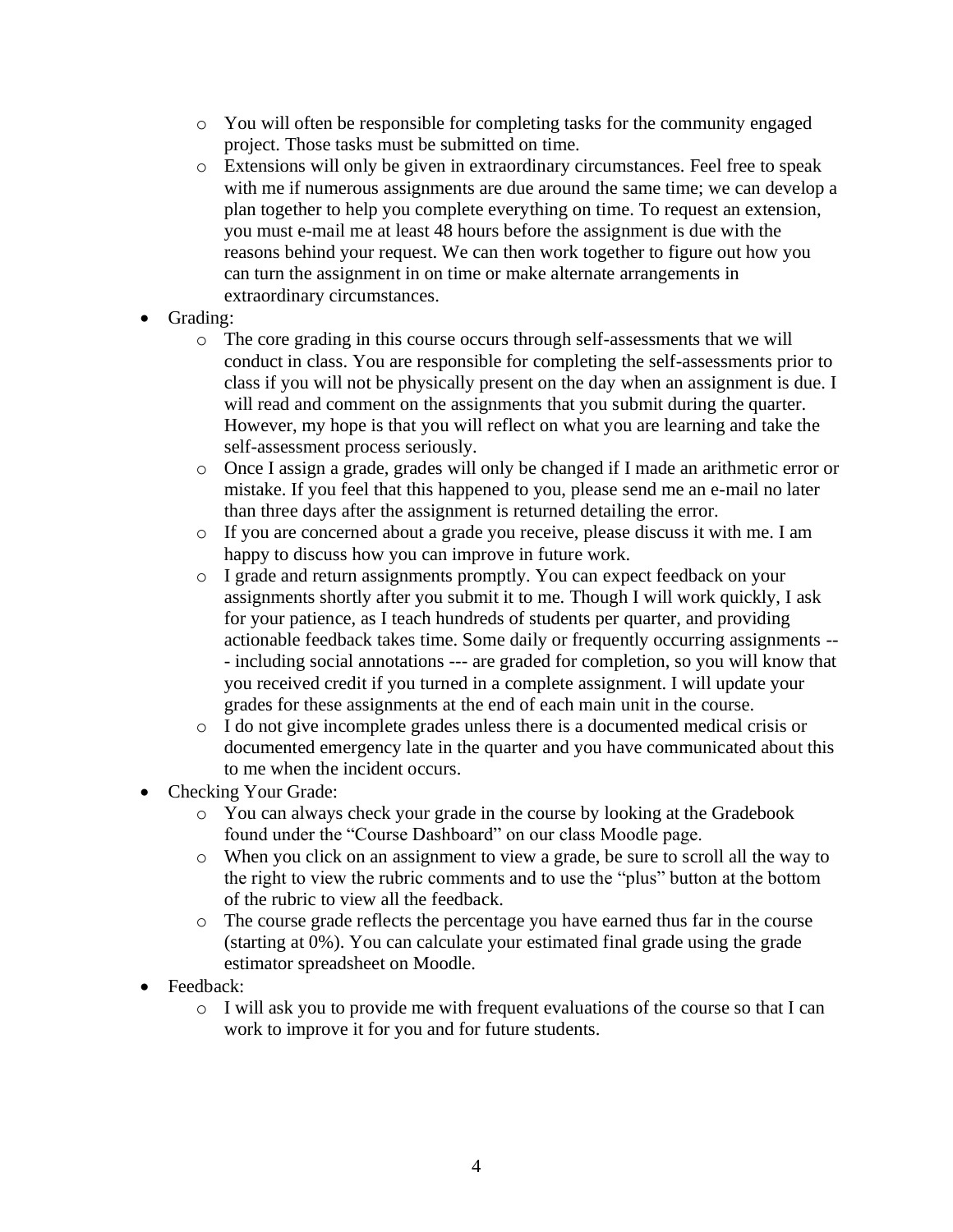- You will often be responsible for completing tasks for the community engaged project. Those tasks must be submitted on time.
- Extensions will only be given in extraordinary circumstances. Feel free to speak with me if numerous assignments are due around the same time; we can develop a plan together to help you complete everything on time. To request an extension, you must e-mail me at least 48 hours before the assignment is due with the reasons behind your request. We can then work together to figure out how you can turn the assignment in on time or make alternate arrangements in extraordinary circumstances.

- Grading:
  - The core grading in this course occurs through self-assessments that we will conduct in class. You are responsible for completing the self-assessments prior to class if you will not be physically present on the day when an assignment is due. I will read and comment on the assignments that you submit during the quarter. However, my hope is that you will reflect on what you are learning and take the self-assessment process seriously.
  - Once I assign a grade, grades will only be changed if I made an arithmetic error or mistake. If you feel that this happened to you, please send me an e-mail no later than three days after the assignment is returned detailing the error.
  - If you are concerned about a grade you receive, please discuss it with me. I am happy to discuss how you can improve in future work.
  - I grade and return assignments promptly. You can expect feedback on your assignments shortly after you submit it to me. Though I will work quickly, I ask for your patience, as I teach hundreds of students per quarter, and providing actionable feedback takes time. Some daily or frequently occurring assignments --- including social annotations --- are graded for completion, so you will know that you received credit if you turned in a complete assignment. I will update your grades for these assignments at the end of each main unit in the course.
  - I do not give incomplete grades unless there is a documented medical crisis or documented emergency late in the quarter and you have communicated about this to me when the incident occurs.
- Checking Your Grade:
  - You can always check your grade in the course by looking at the Gradebook found under the "Course Dashboard" on our class Moodle page.
  - When you click on an assignment to view a grade, be sure to scroll all the way to the right to view the rubric comments and to use the "plus" button at the bottom of the rubric to view all the feedback.
  - The course grade reflects the percentage you have earned thus far in the course (starting at 0%). You can calculate your estimated final grade using the grade estimator spreadsheet on Moodle.
- Feedback:
  - I will ask you to provide me with frequent evaluations of the course so that I can work to improve it for you and for future students.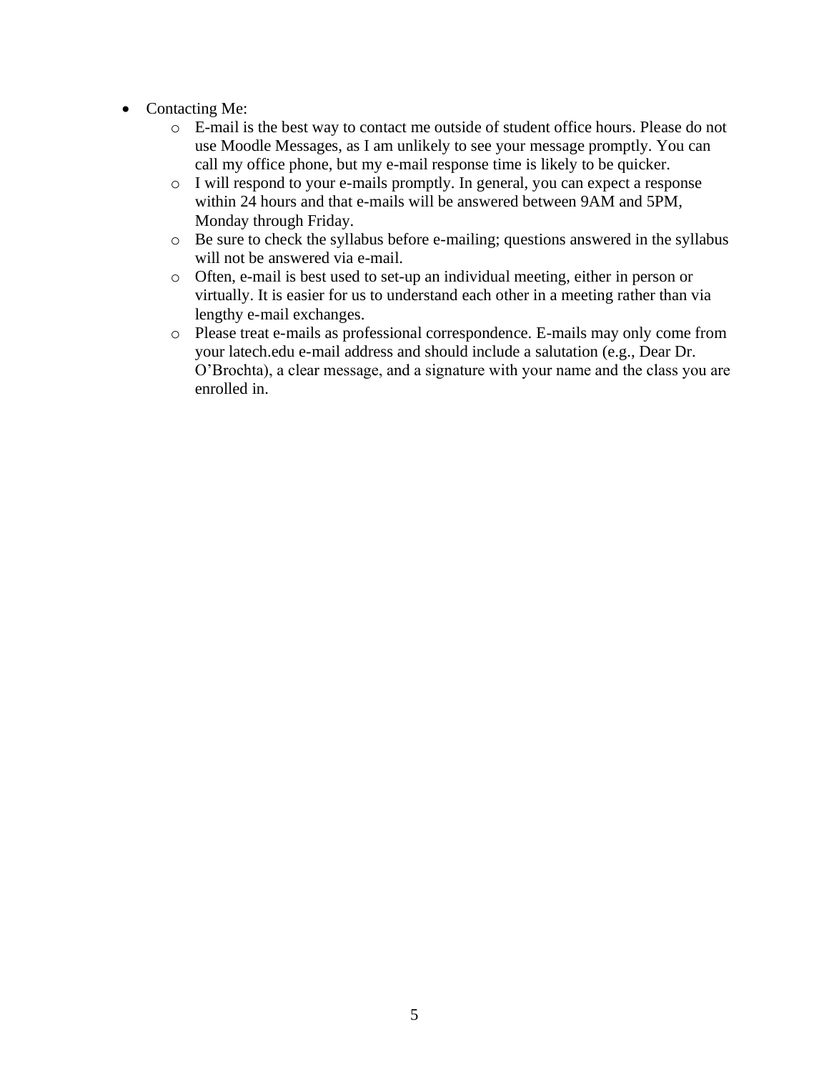- Contacting Me:
  - E-mail is the best way to contact me outside of student office hours. Please do not use Moodle Messages, as I am unlikely to see your message promptly. You can call my office phone, but my e-mail response time is likely to be quicker.
  - I will respond to your e-mails promptly. In general, you can expect a response within 24 hours and that e-mails will be answered between 9AM and 5PM, Monday through Friday.
  - Be sure to check the syllabus before e-mailing; questions answered in the syllabus will not be answered via e-mail.
  - Often, e-mail is best used to set-up an individual meeting, either in person or virtually. It is easier for us to understand each other in a meeting rather than via lengthy e-mail exchanges.
  - Please treat e-mails as professional correspondence. E-mails may only come from your latech.edu e-mail address and should include a salutation (e.g., Dear Dr. O'Brochta), a clear message, and a signature with your name and the class you are enrolled in.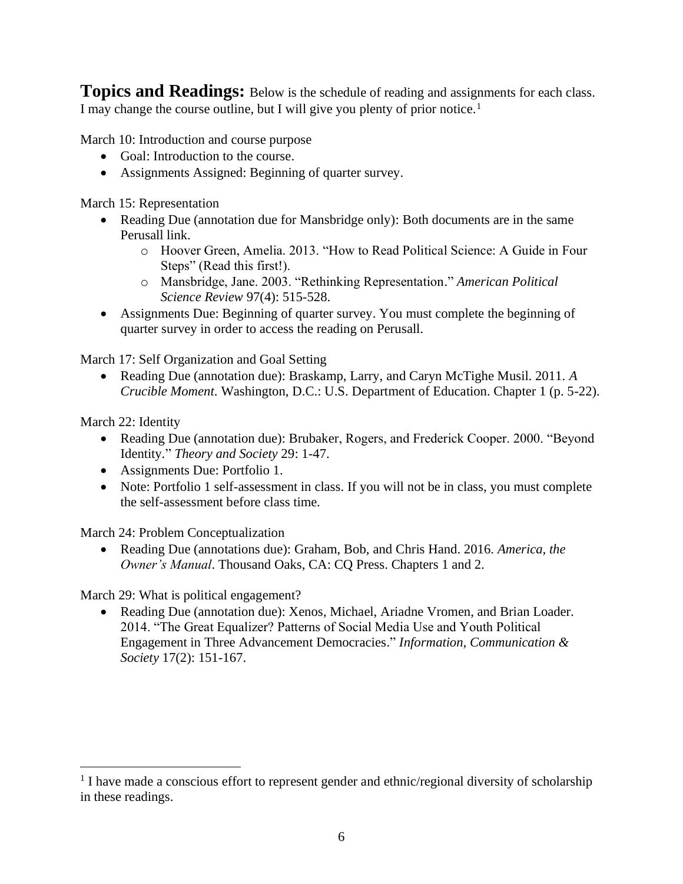**Topics and Readings:** Below is the schedule of reading and assignments for each class. I may change the course outline, but I will give you plenty of prior notice.[1]

March 10: Introduction and course purpose

- Goal: Introduction to the course.
- Assignments Assigned: Beginning of quarter survey.

March 15: Representation

- Reading Due (annotation due for Mansbridge only): Both documents are in the same Perusall link.
    - Hoover Green, Amelia. 2013. "How to Read Political Science: A Guide in Four Steps" (Read this first!).
    - Mansbridge, Jane. 2003. "Rethinking Representation." *American Political Science Review* 97(4): 515-528.
- Assignments Due: Beginning of quarter survey. You must complete the beginning of quarter survey in order to access the reading on Perusall.

March 17: Self Organization and Goal Setting

- Reading Due (annotation due): Braskamp, Larry, and Caryn McTighe Musil. 2011. *A Crucible Moment*. Washington, D.C.: U.S. Department of Education. Chapter 1 (p. 5-22).

March 22: Identity

- Reading Due (annotation due): Brubaker, Rogers, and Frederick Cooper. 2000. "Beyond Identity." *Theory and Society* 29: 1-47.
- Assignments Due: Portfolio 1.
- Note: Portfolio 1 self-assessment in class. If you will not be in class, you must complete the self-assessment before class time.

March 24: Problem Conceptualization

- Reading Due (annotations due): Graham, Bob, and Chris Hand. 2016. *America, the Owner's Manual*. Thousand Oaks, CA: CQ Press. Chapters 1 and 2.

March 29: What is political engagement?

- Reading Due (annotation due): Xenos, Michael, Ariadne Vromen, and Brian Loader. 2014. "The Great Equalizer? Patterns of Social Media Use and Youth Political Engagement in Three Advancement Democracies." *Information, Communication & Society* 17(2): 151-167.

---

[1] I have made a conscious effort to represent gender and ethnic/regional diversity of scholarship in these readings.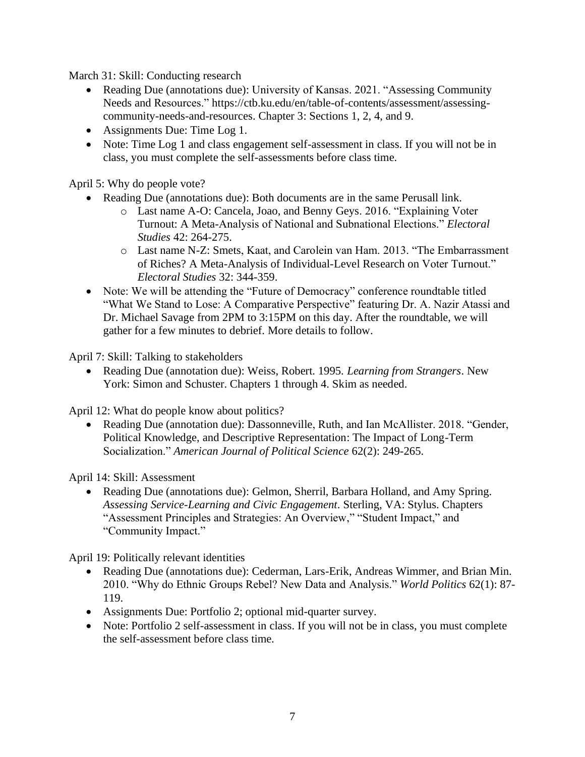March 31: Skill: Conducting research

- Reading Due (annotations due): University of Kansas. 2021. "Assessing Community Needs and Resources." https://ctb.ku.edu/en/table-of-contents/assessment/assessing-community-needs-and-resources. Chapter 3: Sections 1, 2, 4, and 9.
- Assignments Due: Time Log 1.
- Note: Time Log 1 and class engagement self-assessment in class. If you will not be in class, you must complete the self-assessments before class time.

April 5: Why do people vote?

- Reading Due (annotations due): Both documents are in the same Perusall link.
  - Last name A-O: Cancela, Joao, and Benny Geys. 2016. "Explaining Voter Turnout: A Meta-Analysis of National and Subnational Elections." *Electoral Studies* 42: 264-275.
  - Last name N-Z: Smets, Kaat, and Carolein van Ham. 2013. "The Embarrassment of Riches? A Meta-Analysis of Individual-Level Research on Voter Turnout." *Electoral Studies* 32: 344-359.
- Note: We will be attending the "Future of Democracy" conference roundtable titled "What We Stand to Lose: A Comparative Perspective" featuring Dr. A. Nazir Atassi and Dr. Michael Savage from 2PM to 3:15PM on this day. After the roundtable, we will gather for a few minutes to debrief. More details to follow.

April 7: Skill: Talking to stakeholders

- Reading Due (annotation due): Weiss, Robert. 1995. *Learning from Strangers*. New York: Simon and Schuster. Chapters 1 through 4. Skim as needed.

April 12: What do people know about politics?

- Reading Due (annotation due): Dassonneville, Ruth, and Ian McAllister. 2018. "Gender, Political Knowledge, and Descriptive Representation: The Impact of Long-Term Socialization." *American Journal of Political Science* 62(2): 249-265.

April 14: Skill: Assessment

- Reading Due (annotations due): Gelmon, Sherril, Barbara Holland, and Amy Spring. *Assessing Service-Learning and Civic Engagement*. Sterling, VA: Stylus. Chapters "Assessment Principles and Strategies: An Overview," "Student Impact," and "Community Impact."

April 19: Politically relevant identities

- Reading Due (annotations due): Cederman, Lars-Erik, Andreas Wimmer, and Brian Min. 2010. "Why do Ethnic Groups Rebel? New Data and Analysis." *World Politics* 62(1): 87-119.
- Assignments Due: Portfolio 2; optional mid-quarter survey.
- Note: Portfolio 2 self-assessment in class. If you will not be in class, you must complete the self-assessment before class time.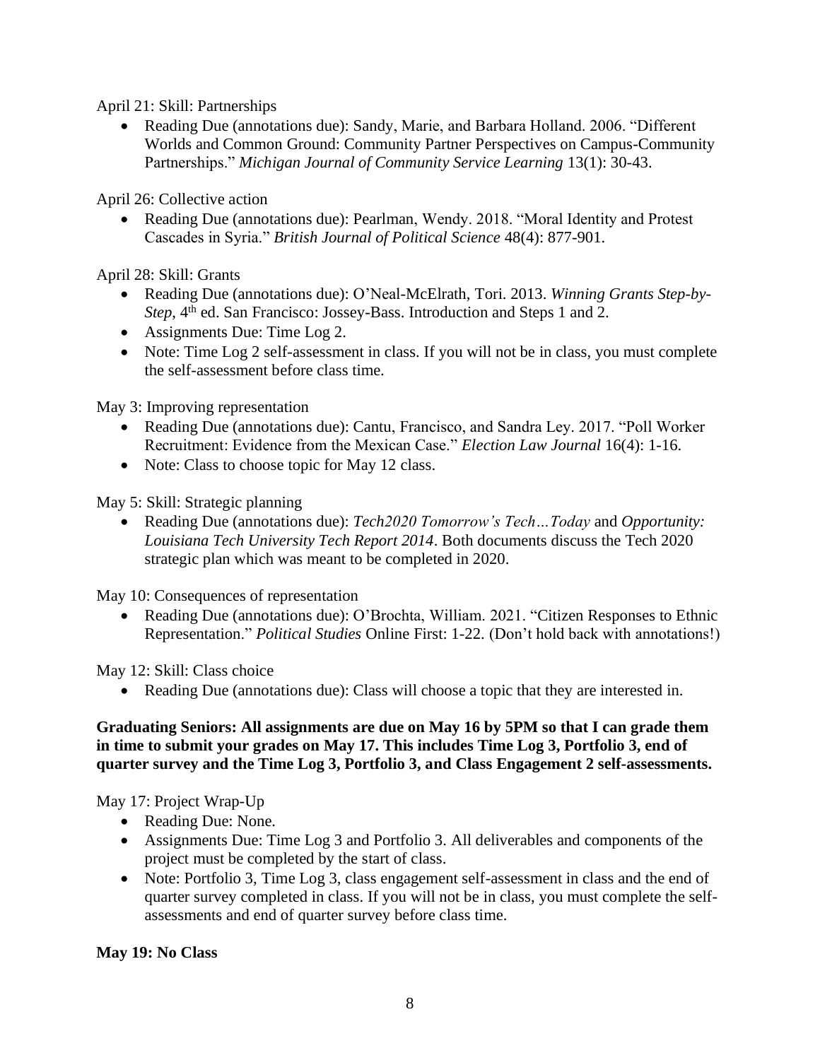April 21: Skill: Partnerships

- Reading Due (annotations due): Sandy, Marie, and Barbara Holland. 2006. "Different Worlds and Common Ground: Community Partner Perspectives on Campus-Community Partnerships." *Michigan Journal of Community Service Learning* 13(1): 30-43.

April 26: Collective action

- Reading Due (annotations due): Pearlman, Wendy. 2018. "Moral Identity and Protest Cascades in Syria." *British Journal of Political Science* 48(4): 877-901.

April 28: Skill: Grants

- Reading Due (annotations due): O'Neal-McElrath, Tori. 2013. *Winning Grants Step-by-Step*, 4th ed. San Francisco: Jossey-Bass. Introduction and Steps 1 and 2.
- Assignments Due: Time Log 2.
- Note: Time Log 2 self-assessment in class. If you will not be in class, you must complete the self-assessment before class time.

May 3: Improving representation

- Reading Due (annotations due): Cantu, Francisco, and Sandra Ley. 2017. "Poll Worker Recruitment: Evidence from the Mexican Case." *Election Law Journal* 16(4): 1-16.
- Note: Class to choose topic for May 12 class.

May 5: Skill: Strategic planning

- Reading Due (annotations due): *Tech2020 Tomorrow's Tech…Today* and *Opportunity: Louisiana Tech University Tech Report 2014*. Both documents discuss the Tech 2020 strategic plan which was meant to be completed in 2020.

May 10: Consequences of representation

- Reading Due (annotations due): O'Brochta, William. 2021. "Citizen Responses to Ethnic Representation." *Political Studies* Online First: 1-22. (Don't hold back with annotations!)

May 12: Skill: Class choice

- Reading Due (annotations due): Class will choose a topic that they are interested in.

**Graduating Seniors: All assignments are due on May 16 by 5PM so that I can grade them in time to submit your grades on May 17. This includes Time Log 3, Portfolio 3, end of quarter survey and the Time Log 3, Portfolio 3, and Class Engagement 2 self-assessments.**

May 17: Project Wrap-Up

- Reading Due: None.
- Assignments Due: Time Log 3 and Portfolio 3. All deliverables and components of the project must be completed by the start of class.
- Note: Portfolio 3, Time Log 3, class engagement self-assessment in class and the end of quarter survey completed in class. If you will not be in class, you must complete the self-assessments and end of quarter survey before class time.

**May 19: No Class**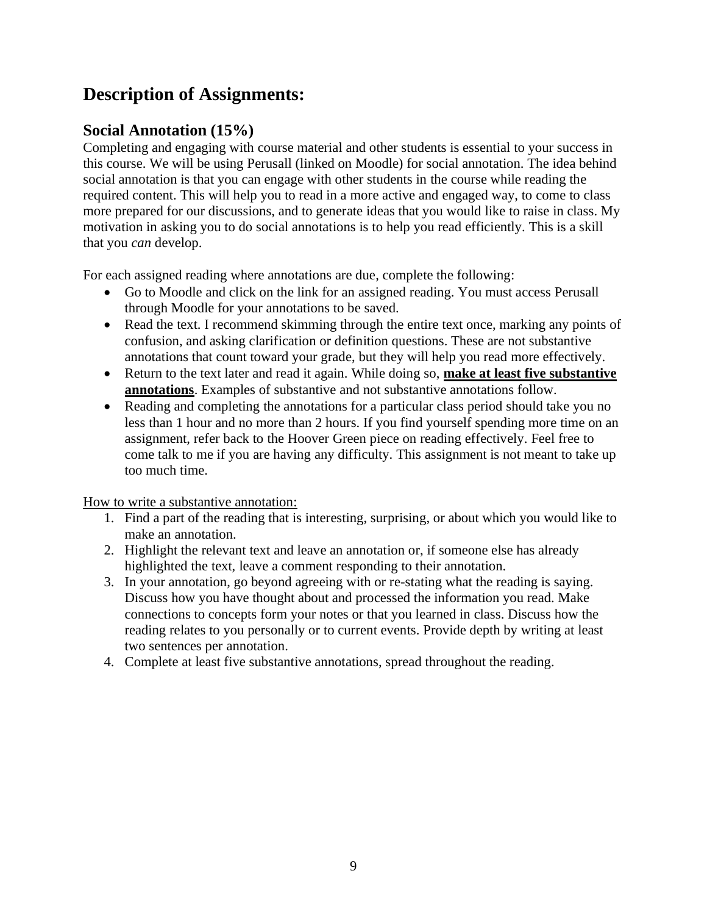## Description of Assignments:

### Social Annotation (15%)

Completing and engaging with course material and other students is essential to your success in this course. We will be using Perusall (linked on Moodle) for social annotation. The idea behind social annotation is that you can engage with other students in the course while reading the required content. This will help you to read in a more active and engaged way, to come to class more prepared for our discussions, and to generate ideas that you would like to raise in class. My motivation in asking you to do social annotations is to help you read efficiently. This is a skill that you *can* develop.

For each assigned reading where annotations are due, complete the following:

- Go to Moodle and click on the link for an assigned reading. You must access Perusall through Moodle for your annotations to be saved.
- Read the text. I recommend skimming through the entire text once, marking any points of confusion, and asking clarification or definition questions. These are not substantive annotations that count toward your grade, but they will help you read more effectively.
- Return to the text later and read it again. While doing so, <u>**make at least five substantive annotations**</u>. Examples of substantive and not substantive annotations follow.
- Reading and completing the annotations for a particular class period should take you no less than 1 hour and no more than 2 hours. If you find yourself spending more time on an assignment, refer back to the Hoover Green piece on reading effectively. Feel free to come talk to me if you are having any difficulty. This assignment is not meant to take up too much time.

<u>How to write a substantive annotation:</u>

1. Find a part of the reading that is interesting, surprising, or about which you would like to make an annotation.
2. Highlight the relevant text and leave an annotation or, if someone else has already highlighted the text, leave a comment responding to their annotation.
3. In your annotation, go beyond agreeing with or re-stating what the reading is saying. Discuss how you have thought about and processed the information you read. Make connections to concepts form your notes or that you learned in class. Discuss how the reading relates to you personally or to current events. Provide depth by writing at least two sentences per annotation.
4. Complete at least five substantive annotations, spread throughout the reading.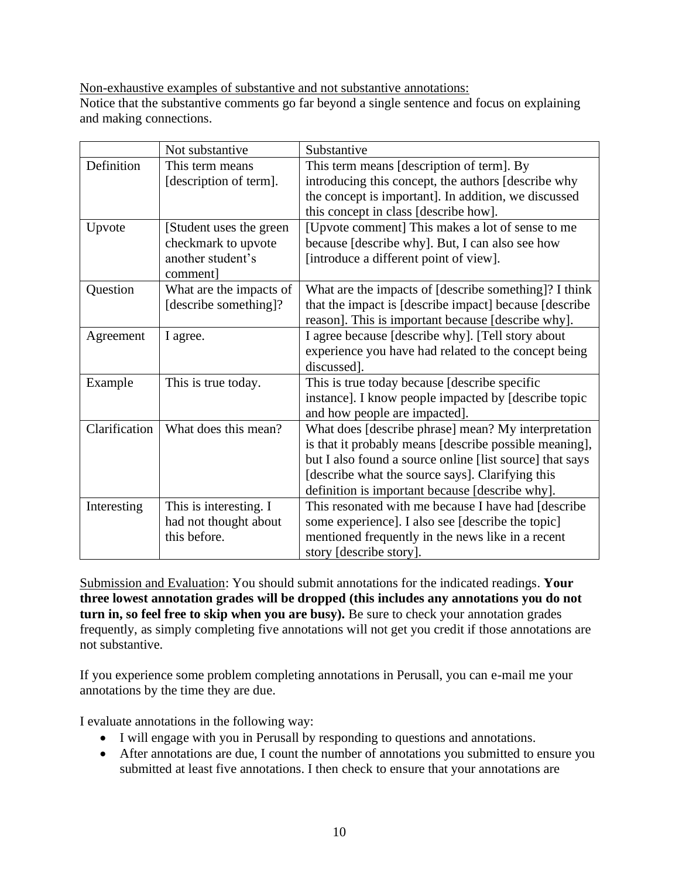<u>Non-exhaustive examples of substantive and not substantive annotations:</u>
Notice that the substantive comments go far beyond a single sentence and focus on explaining and making connections.

| | Not substantive | Substantive |
|---|---|---|
| Definition | This term means [description of term]. | This term means [description of term]. By introducing this concept, the authors [describe why the concept is important]. In addition, we discussed this concept in class [describe how]. |
| Upvote | [Student uses the green checkmark to upvote another student's comment] | [Upvote comment] This makes a lot of sense to me because [describe why]. But, I can also see how [introduce a different point of view]. |
| Question | What are the impacts of [describe something]? | What are the impacts of [describe something]? I think that the impact is [describe impact] because [describe reason]. This is important because [describe why]. |
| Agreement | I agree. | I agree because [describe why]. [Tell story about experience you have had related to the concept being discussed]. |
| Example | This is true today. | This is true today because [describe specific instance]. I know people impacted by [describe topic and how people are impacted]. |
| Clarification | What does this mean? | What does [describe phrase] mean? My interpretation is that it probably means [describe possible meaning], but I also found a source online [list source] that says [describe what the source says]. Clarifying this definition is important because [describe why]. |
| Interesting | This is interesting. I had not thought about this before. | This resonated with me because I have had [describe some experience]. I also see [describe the topic] mentioned frequently in the news like in a recent story [describe story]. |

<u>Submission and Evaluation</u>: You should submit annotations for the indicated readings. **Your three lowest annotation grades will be dropped (this includes any annotations you do not turn in, so feel free to skip when you are busy).** Be sure to check your annotation grades frequently, as simply completing five annotations will not get you credit if those annotations are not substantive.

If you experience some problem completing annotations in Perusall, you can e-mail me your annotations by the time they are due.

I evaluate annotations in the following way:

- I will engage with you in Perusall by responding to questions and annotations.
- After annotations are due, I count the number of annotations you submitted to ensure you submitted at least five annotations. I then check to ensure that your annotations are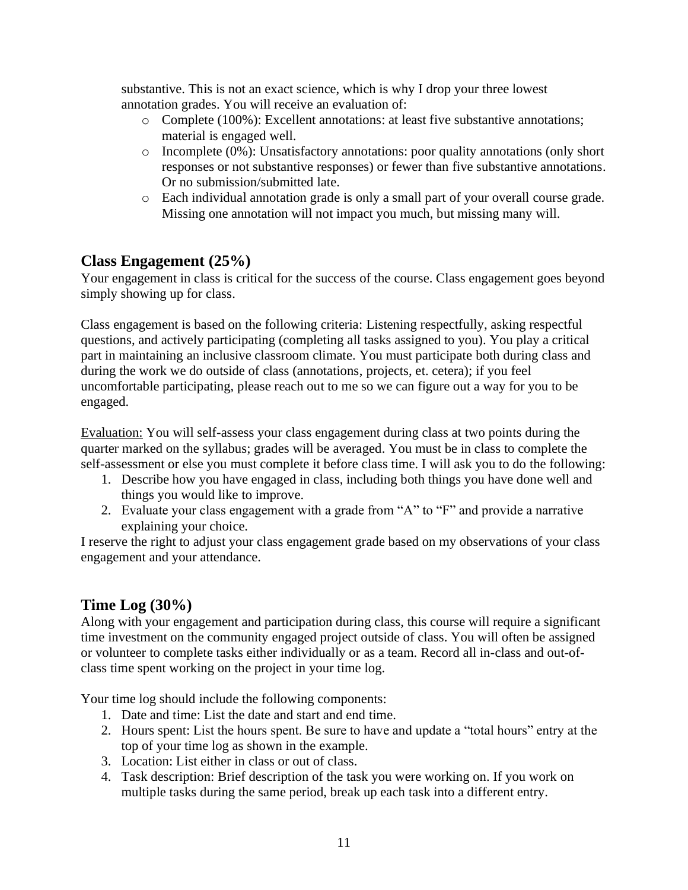substantive. This is not an exact science, which is why I drop your three lowest annotation grades. You will receive an evaluation of:

- Complete (100%): Excellent annotations: at least five substantive annotations; material is engaged well.
- Incomplete (0%): Unsatisfactory annotations: poor quality annotations (only short responses or not substantive responses) or fewer than five substantive annotations. Or no submission/submitted late.
- Each individual annotation grade is only a small part of your overall course grade. Missing one annotation will not impact you much, but missing many will.

## Class Engagement (25%)

Your engagement in class is critical for the success of the course. Class engagement goes beyond simply showing up for class.

Class engagement is based on the following criteria: Listening respectfully, asking respectful questions, and actively participating (completing all tasks assigned to you). You play a critical part in maintaining an inclusive classroom climate. You must participate both during class and during the work we do outside of class (annotations, projects, et. cetera); if you feel uncomfortable participating, please reach out to me so we can figure out a way for you to be engaged.

<u>Evaluation:</u> You will self-assess your class engagement during class at two points during the quarter marked on the syllabus; grades will be averaged. You must be in class to complete the self-assessment or else you must complete it before class time. I will ask you to do the following:

1. Describe how you have engaged in class, including both things you have done well and things you would like to improve.
2. Evaluate your class engagement with a grade from "A" to "F" and provide a narrative explaining your choice.

I reserve the right to adjust your class engagement grade based on my observations of your class engagement and your attendance.

## Time Log (30%)

Along with your engagement and participation during class, this course will require a significant time investment on the community engaged project outside of class. You will often be assigned or volunteer to complete tasks either individually or as a team. Record all in-class and out-of-class time spent working on the project in your time log.

Your time log should include the following components:

1. Date and time: List the date and start and end time.
2. Hours spent: List the hours spent. Be sure to have and update a "total hours" entry at the top of your time log as shown in the example.
3. Location: List either in class or out of class.
4. Task description: Brief description of the task you were working on. If you work on multiple tasks during the same period, break up each task into a different entry.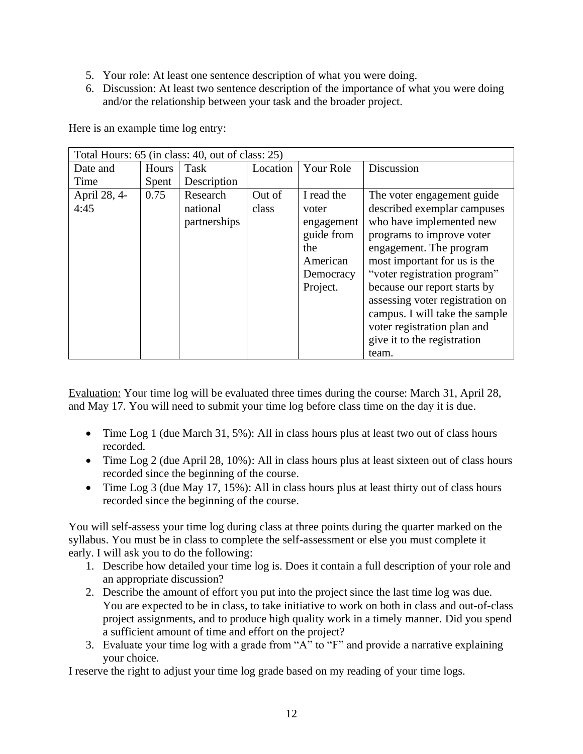5. Your role: At least one sentence description of what you were doing.
6. Discussion: At least two sentence description of the importance of what you were doing and/or the relationship between your task and the broader project.

Here is an example time log entry:

| Total Hours: 65 (in class: 40, out of class: 25) | | | | | |
|---|---|---|---|---|---|
| Date and Time | Hours Spent | Task Description | Location | Your Role | Discussion |
| April 28, 4-4:45 | 0.75 | Research national partnerships | Out of class | I read the voter engagement guide from the American Democracy Project. | The voter engagement guide described exemplar campuses who have implemented new programs to improve voter engagement. The program most important for us is the "voter registration program" because our report starts by assessing voter registration on campus. I will take the sample voter registration plan and give it to the registration team. |

<u>Evaluation:</u> Your time log will be evaluated three times during the course: March 31, April 28, and May 17. You will need to submit your time log before class time on the day it is due.

- Time Log 1 (due March 31, 5%): All in class hours plus at least two out of class hours recorded.
- Time Log 2 (due April 28, 10%): All in class hours plus at least sixteen out of class hours recorded since the beginning of the course.
- Time Log 3 (due May 17, 15%): All in class hours plus at least thirty out of class hours recorded since the beginning of the course.

You will self-assess your time log during class at three points during the quarter marked on the syllabus. You must be in class to complete the self-assessment or else you must complete it early. I will ask you to do the following:

1. Describe how detailed your time log is. Does it contain a full description of your role and an appropriate discussion?
2. Describe the amount of effort you put into the project since the last time log was due. You are expected to be in class, to take initiative to work on both in class and out-of-class project assignments, and to produce high quality work in a timely manner. Did you spend a sufficient amount of time and effort on the project?
3. Evaluate your time log with a grade from "A" to "F" and provide a narrative explaining your choice.

I reserve the right to adjust your time log grade based on my reading of your time logs.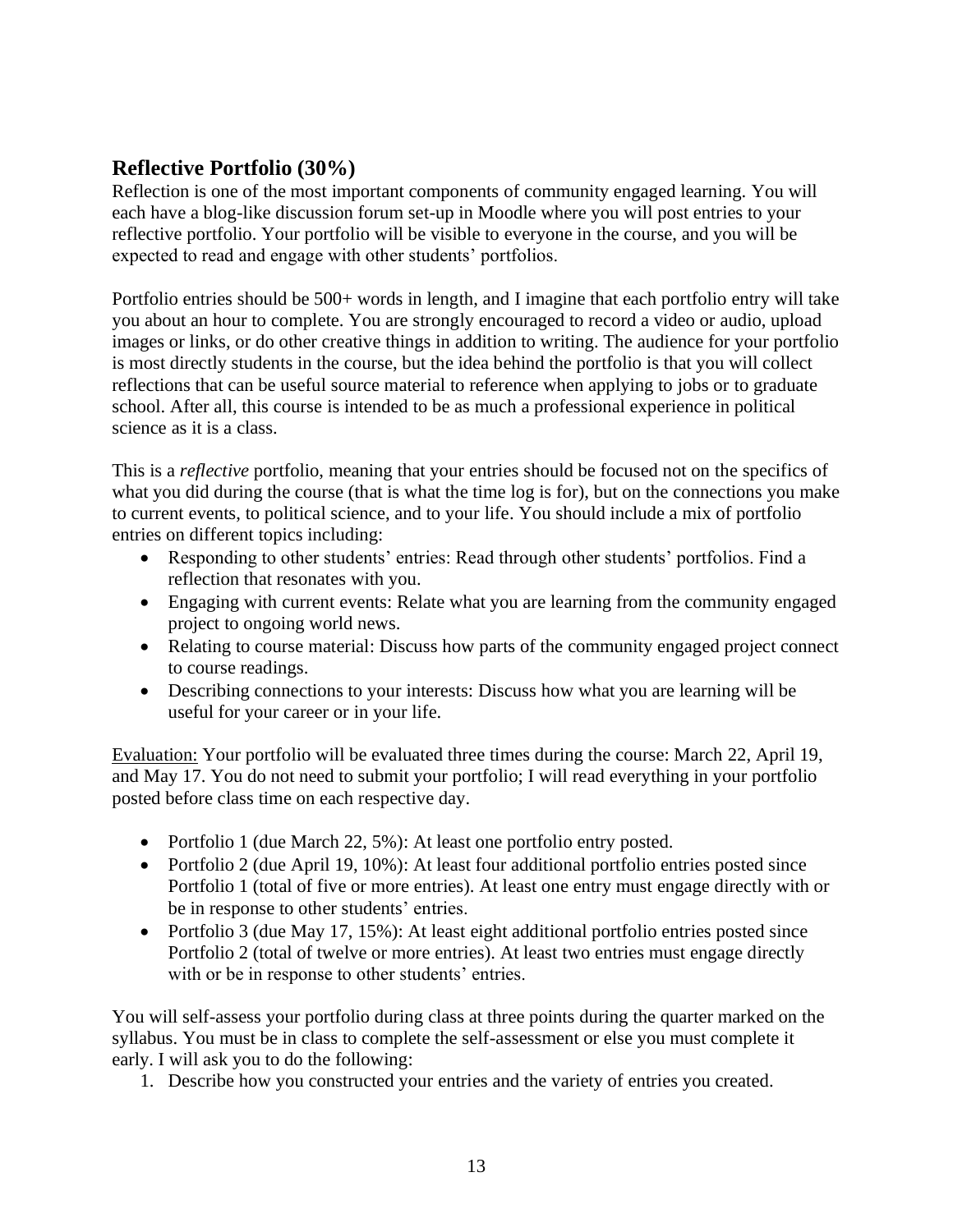## Reflective Portfolio (30%)

Reflection is one of the most important components of community engaged learning. You will each have a blog-like discussion forum set-up in Moodle where you will post entries to your reflective portfolio. Your portfolio will be visible to everyone in the course, and you will be expected to read and engage with other students' portfolios.

Portfolio entries should be 500+ words in length, and I imagine that each portfolio entry will take you about an hour to complete. You are strongly encouraged to record a video or audio, upload images or links, or do other creative things in addition to writing. The audience for your portfolio is most directly students in the course, but the idea behind the portfolio is that you will collect reflections that can be useful source material to reference when applying to jobs or to graduate school. After all, this course is intended to be as much a professional experience in political science as it is a class.

This is a *reflective* portfolio, meaning that your entries should be focused not on the specifics of what you did during the course (that is what the time log is for), but on the connections you make to current events, to political science, and to your life. You should include a mix of portfolio entries on different topics including:

- Responding to other students' entries: Read through other students' portfolios. Find a reflection that resonates with you.
- Engaging with current events: Relate what you are learning from the community engaged project to ongoing world news.
- Relating to course material: Discuss how parts of the community engaged project connect to course readings.
- Describing connections to your interests: Discuss how what you are learning will be useful for your career or in your life.

<u>Evaluation:</u> Your portfolio will be evaluated three times during the course: March 22, April 19, and May 17. You do not need to submit your portfolio; I will read everything in your portfolio posted before class time on each respective day.

- Portfolio 1 (due March 22, 5%): At least one portfolio entry posted.
- Portfolio 2 (due April 19, 10%): At least four additional portfolio entries posted since Portfolio 1 (total of five or more entries). At least one entry must engage directly with or be in response to other students' entries.
- Portfolio 3 (due May 17, 15%): At least eight additional portfolio entries posted since Portfolio 2 (total of twelve or more entries). At least two entries must engage directly with or be in response to other students' entries.

You will self-assess your portfolio during class at three points during the quarter marked on the syllabus. You must be in class to complete the self-assessment or else you must complete it early. I will ask you to do the following:

1. Describe how you constructed your entries and the variety of entries you created.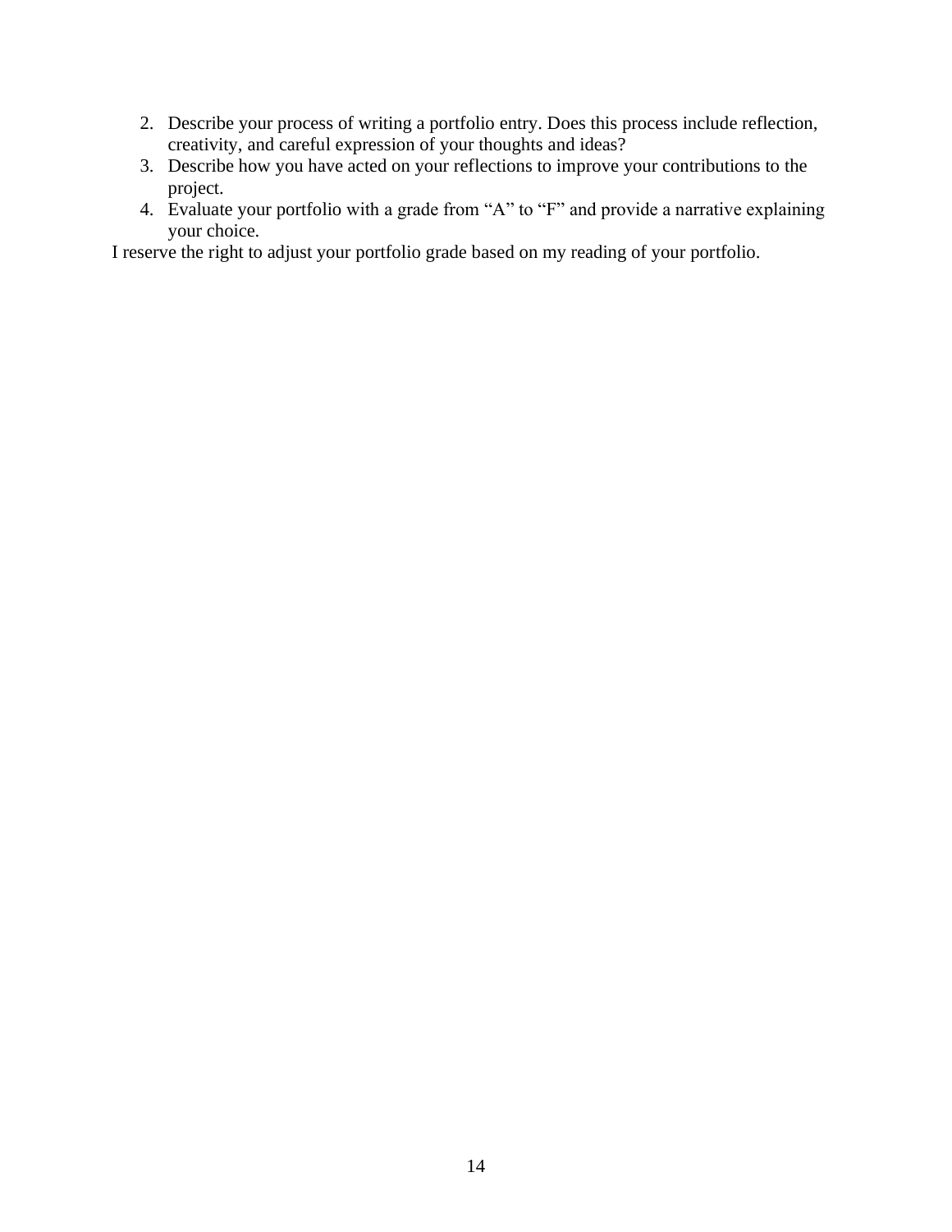2. Describe your process of writing a portfolio entry. Does this process include reflection, creativity, and careful expression of your thoughts and ideas?
3. Describe how you have acted on your reflections to improve your contributions to the project.
4. Evaluate your portfolio with a grade from "A" to "F" and provide a narrative explaining your choice.

I reserve the right to adjust your portfolio grade based on my reading of your portfolio.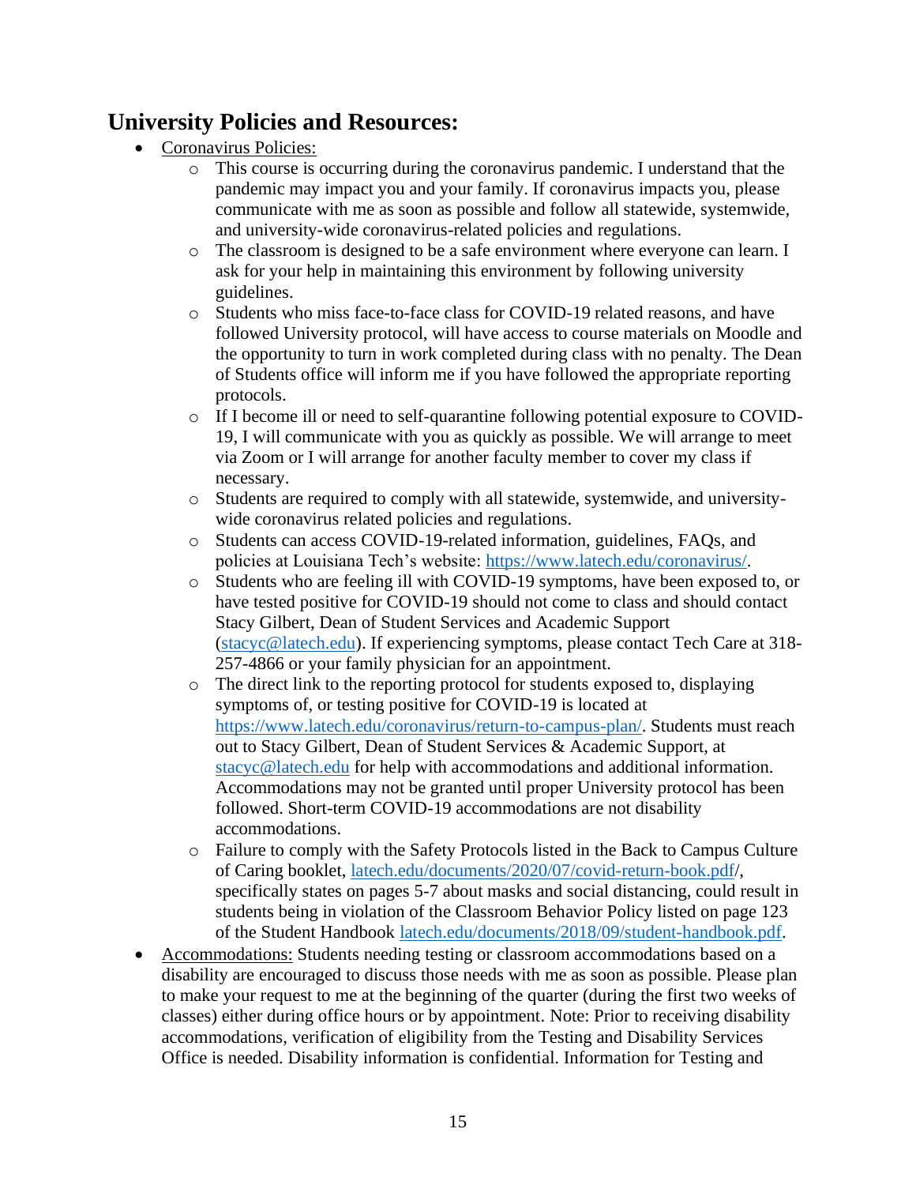## University Policies and Resources:

- Coronavirus Policies:
  - This course is occurring during the coronavirus pandemic. I understand that the pandemic may impact you and your family. If coronavirus impacts you, please communicate with me as soon as possible and follow all statewide, systemwide, and university-wide coronavirus-related policies and regulations.
  - The classroom is designed to be a safe environment where everyone can learn. I ask for your help in maintaining this environment by following university guidelines.
  - Students who miss face-to-face class for COVID-19 related reasons, and have followed University protocol, will have access to course materials on Moodle and the opportunity to turn in work completed during class with no penalty. The Dean of Students office will inform me if you have followed the appropriate reporting protocols.
  - If I become ill or need to self-quarantine following potential exposure to COVID-19, I will communicate with you as quickly as possible. We will arrange to meet via Zoom or I will arrange for another faculty member to cover my class if necessary.
  - Students are required to comply with all statewide, systemwide, and university-wide coronavirus related policies and regulations.
  - Students can access COVID-19-related information, guidelines, FAQs, and policies at Louisiana Tech's website: https://www.latech.edu/coronavirus/.
  - Students who are feeling ill with COVID-19 symptoms, have been exposed to, or have tested positive for COVID-19 should not come to class and should contact Stacy Gilbert, Dean of Student Services and Academic Support (stacyc@latech.edu). If experiencing symptoms, please contact Tech Care at 318-257-4866 or your family physician for an appointment.
  - The direct link to the reporting protocol for students exposed to, displaying symptoms of, or testing positive for COVID-19 is located at https://www.latech.edu/coronavirus/return-to-campus-plan/. Students must reach out to Stacy Gilbert, Dean of Student Services & Academic Support, at stacyc@latech.edu for help with accommodations and additional information. Accommodations may not be granted until proper University protocol has been followed. Short-term COVID-19 accommodations are not disability accommodations.
  - Failure to comply with the Safety Protocols listed in the Back to Campus Culture of Caring booklet, latech.edu/documents/2020/07/covid-return-book.pdf/, specifically states on pages 5-7 about masks and social distancing, could result in students being in violation of the Classroom Behavior Policy listed on page 123 of the Student Handbook latech.edu/documents/2018/09/student-handbook.pdf.
- Accommodations: Students needing testing or classroom accommodations based on a disability are encouraged to discuss those needs with me as soon as possible. Please plan to make your request to me at the beginning of the quarter (during the first two weeks of classes) either during office hours or by appointment. Note: Prior to receiving disability accommodations, verification of eligibility from the Testing and Disability Services Office is needed. Disability information is confidential. Information for Testing and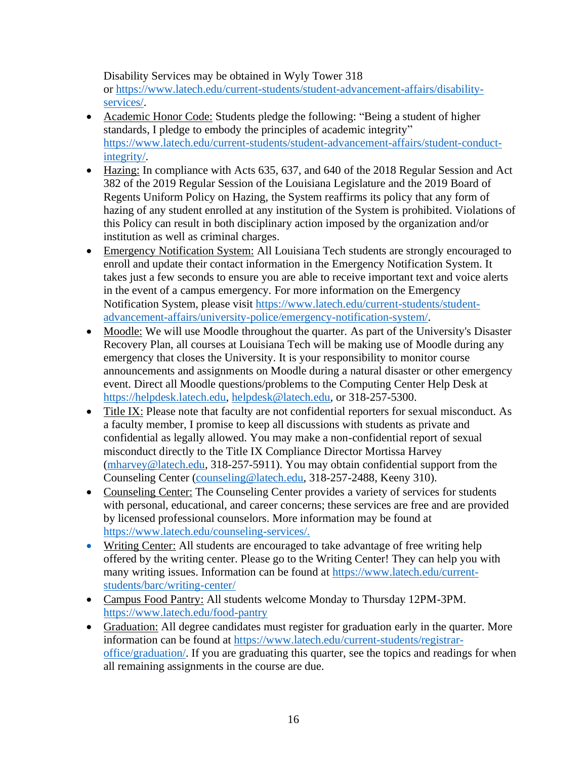Disability Services may be obtained in Wyly Tower 318 or https://www.latech.edu/current-students/student-advancement-affairs/disability-services/.

- Academic Honor Code: Students pledge the following: "Being a student of higher standards, I pledge to embody the principles of academic integrity" https://www.latech.edu/current-students/student-advancement-affairs/student-conduct-integrity/.
- Hazing: In compliance with Acts 635, 637, and 640 of the 2018 Regular Session and Act 382 of the 2019 Regular Session of the Louisiana Legislature and the 2019 Board of Regents Uniform Policy on Hazing, the System reaffirms its policy that any form of hazing of any student enrolled at any institution of the System is prohibited. Violations of this Policy can result in both disciplinary action imposed by the organization and/or institution as well as criminal charges.
- Emergency Notification System: All Louisiana Tech students are strongly encouraged to enroll and update their contact information in the Emergency Notification System. It takes just a few seconds to ensure you are able to receive important text and voice alerts in the event of a campus emergency. For more information on the Emergency Notification System, please visit https://www.latech.edu/current-students/student-advancement-affairs/university-police/emergency-notification-system/.
- Moodle: We will use Moodle throughout the quarter. As part of the University's Disaster Recovery Plan, all courses at Louisiana Tech will be making use of Moodle during any emergency that closes the University. It is your responsibility to monitor course announcements and assignments on Moodle during a natural disaster or other emergency event. Direct all Moodle questions/problems to the Computing Center Help Desk at https://helpdesk.latech.edu, helpdesk@latech.edu, or 318-257-5300.
- Title IX: Please note that faculty are not confidential reporters for sexual misconduct. As a faculty member, I promise to keep all discussions with students as private and confidential as legally allowed. You may make a non-confidential report of sexual misconduct directly to the Title IX Compliance Director Mortissa Harvey (mharvey@latech.edu, 318-257-5911). You may obtain confidential support from the Counseling Center (counseling@latech.edu, 318-257-2488, Keeny 310).
- Counseling Center: The Counseling Center provides a variety of services for students with personal, educational, and career concerns; these services are free and are provided by licensed professional counselors. More information may be found at https://www.latech.edu/counseling-services/.
- Writing Center: All students are encouraged to take advantage of free writing help offered by the writing center. Please go to the Writing Center! They can help you with many writing issues. Information can be found at https://www.latech.edu/current-students/barc/writing-center/
- Campus Food Pantry: All students welcome Monday to Thursday 12PM-3PM. https://www.latech.edu/food-pantry
- Graduation: All degree candidates must register for graduation early in the quarter. More information can be found at https://www.latech.edu/current-students/registrar-office/graduation/. If you are graduating this quarter, see the topics and readings for when all remaining assignments in the course are due.